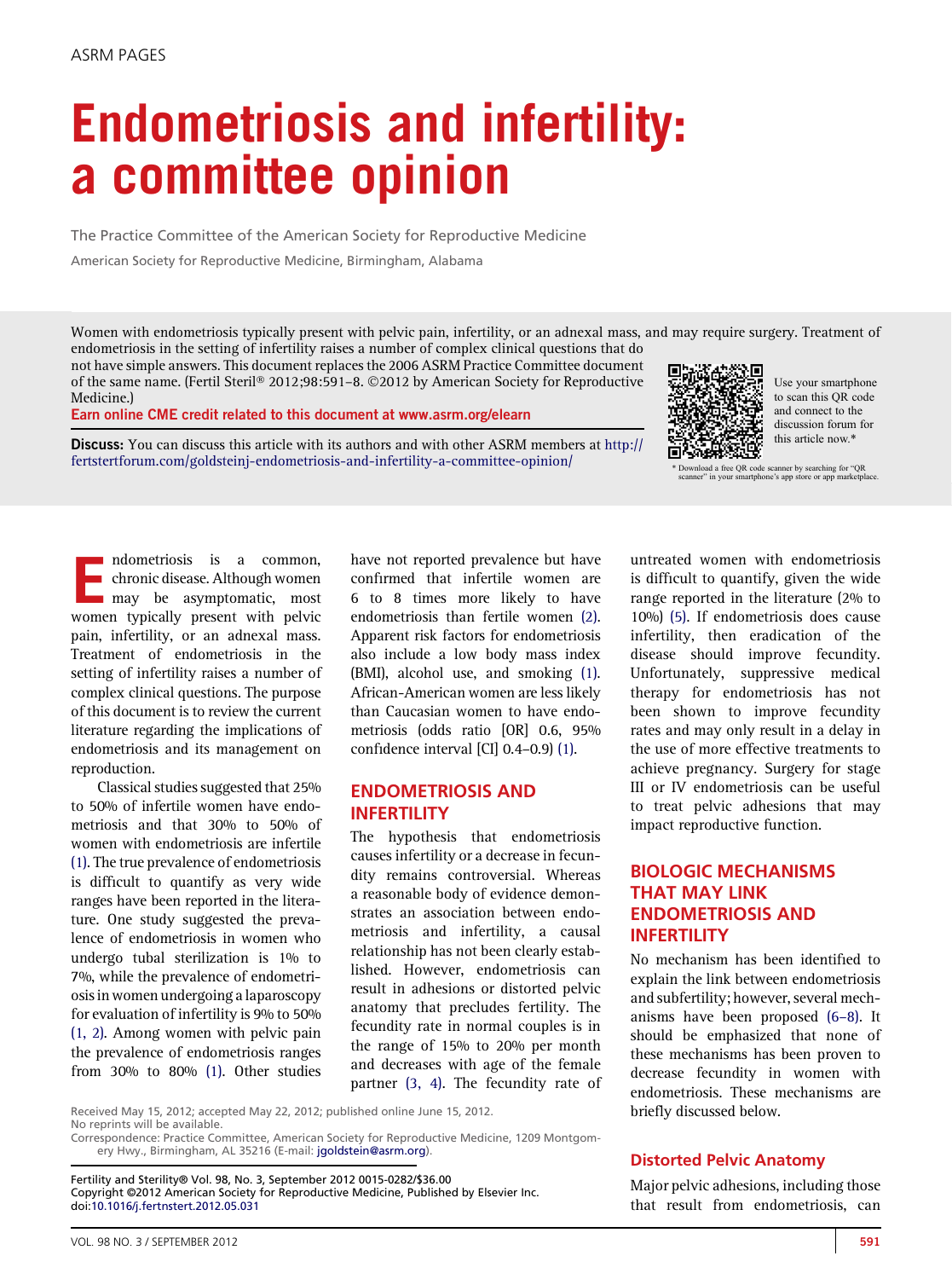ASRM PAGES

# Endometriosis and infertility: a committee opinion

The Practice Committee of the American Society for Reproductive Medicine

American Society for Reproductive Medicine, Birmingham, Alabama

Women with endometriosis typically present with pelvic pain, infertility, or an adnexal mass, and may require surgery. Treatment of endometriosis in the setting of infertility raises a number of complex clinical questions that do not have simple answers. This document replaces the 2006 ASRM Practice Committee document of the same name. (Fertil Steril® 2012;98:591–8. ©2012 by American Society for Reproductive Medicine.)

**Earn online CME credit related to this document at www.asrm.org/elearn**

**Discuss:** You can discuss this article with its authors and with other ASRM members at http://fertstertforum.com/goldsteinj-endometriosis-and-infertility-a-committee-opinion/

Use your smartphone to scan this QR code and connect to the discussion forum for this article now.*

\* Download a free QR code scanner by searching for "QR scanner" in your smartphone's app store or app marketplace.

Endometriosis is a common, chronic disease. Although women may be asymptomatic, most women typically present with pelvic pain, infertility, or an adnexal mass. Treatment of endometriosis in the setting of infertility raises a number of complex clinical questions. The purpose of this document is to review the current literature regarding the implications of endometriosis and its management on reproduction.

Classical studies suggested that 25% to 50% of infertile women have endometriosis and that 30% to 50% of women with endometriosis are infertile (1). The true prevalence of endometriosis is difficult to quantify as very wide ranges have been reported in the literature. One study suggested the prevalence of endometriosis in women who undergo tubal sterilization is 1% to 7%, while the prevalence of endometriosis in women undergoing a laparoscopy for evaluation of infertility is 9% to 50% (1, 2). Among women with pelvic pain the prevalence of endometriosis ranges from 30% to 80% (1). Other studies have not reported prevalence but have confirmed that infertile women are 6 to 8 times more likely to have endometriosis than fertile women (2). Apparent risk factors for endometriosis also include a low body mass index (BMI), alcohol use, and smoking (1). African-American women are less likely than Caucasian women to have endometriosis (odds ratio [OR] 0.6, 95% confidence interval [CI] 0.4–0.9) (1).

## ENDOMETRIOSIS AND INFERTILITY

The hypothesis that endometriosis causes infertility or a decrease in fecundity remains controversial. Whereas a reasonable body of evidence demonstrates an association between endometriosis and infertility, a causal relationship has not been clearly established. However, endometriosis can result in adhesions or distorted pelvic anatomy that precludes fertility. The fecundity rate in normal couples is in the range of 15% to 20% per month and decreases with age of the female partner (3, 4). The fecundity rate of untreated women with endometriosis is difficult to quantify, given the wide range reported in the literature (2% to 10%) (5). If endometriosis does cause infertility, then eradication of the disease should improve fecundity. Unfortunately, suppressive medical therapy for endometriosis has not been shown to improve fecundity rates and may only result in a delay in the use of more effective treatments to achieve pregnancy. Surgery for stage III or IV endometriosis can be useful to treat pelvic adhesions that may impact reproductive function.

## BIOLOGIC MECHANISMS THAT MAY LINK ENDOMETRIOSIS AND INFERTILITY

No mechanism has been identified to explain the link between endometriosis and subfertility; however, several mechanisms have been proposed (6–8). It should be emphasized that none of these mechanisms has been proven to decrease fecundity in women with endometriosis. These mechanisms are briefly discussed below.

### Distorted Pelvic Anatomy

Major pelvic adhesions, including those that result from endometriosis, can

Received May 15, 2012; accepted May 22, 2012; published online June 15, 2012.
No reprints will be available.
Correspondence: Practice Committee, American Society for Reproductive Medicine, 1209 Montgomery Hwy., Birmingham, AL 35216 (E-mail: jgoldstein@asrm.org).

Fertility and Sterility® Vol. 98, No. 3, September 2012 0015-0282/$36.00
Copyright ©2012 American Society for Reproductive Medicine, Published by Elsevier Inc.
doi:10.1016/j.fertnstert.2012.05.031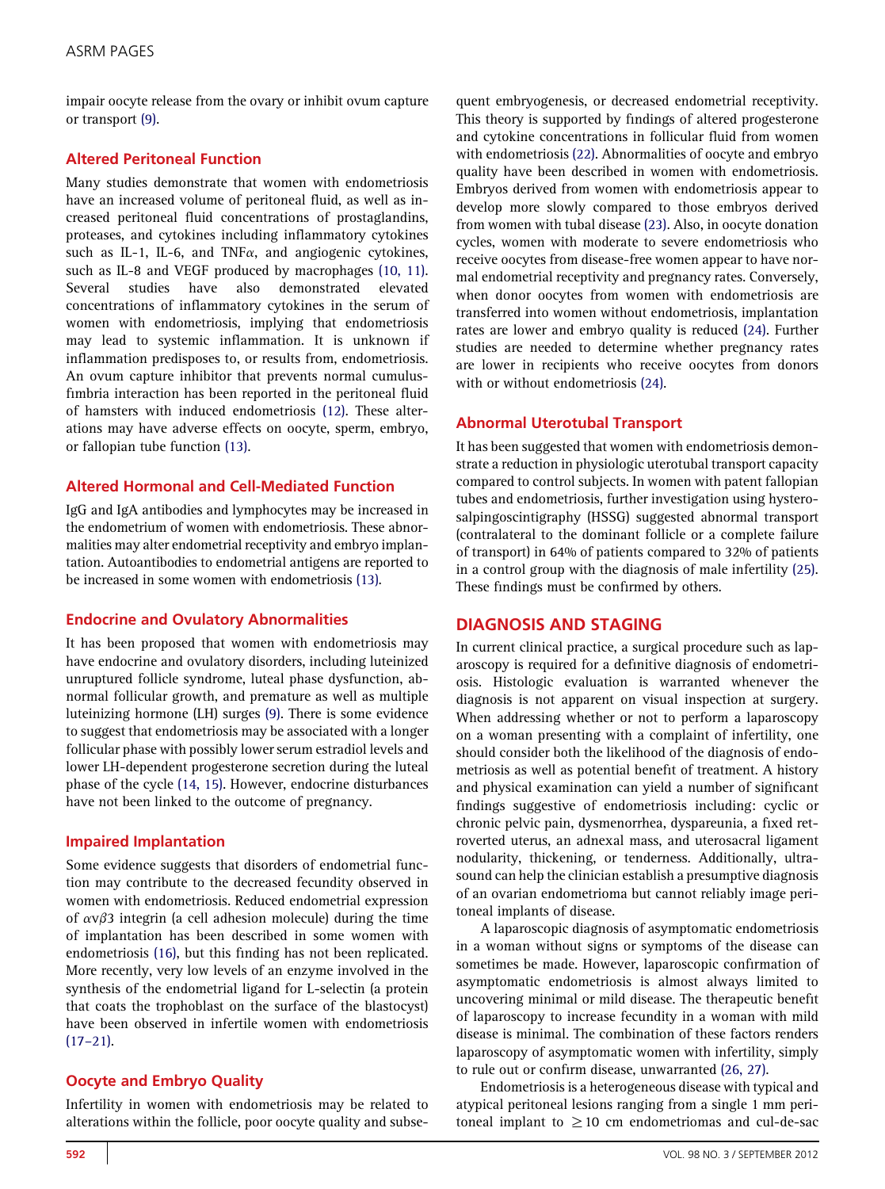impair oocyte release from the ovary or inhibit ovum capture or transport (9).

### Altered Peritoneal Function

Many studies demonstrate that women with endometriosis have an increased volume of peritoneal fluid, as well as increased peritoneal fluid concentrations of prostaglandins, proteases, and cytokines including inflammatory cytokines such as IL-1, IL-6, and TNF$\alpha$, and angiogenic cytokines, such as IL-8 and VEGF produced by macrophages (10, 11). Several studies have also demonstrated elevated concentrations of inflammatory cytokines in the serum of women with endometriosis, implying that endometriosis may lead to systemic inflammation. It is unknown if inflammation predisposes to, or results from, endometriosis. An ovum capture inhibitor that prevents normal cumulus-fimbria interaction has been reported in the peritoneal fluid of hamsters with induced endometriosis (12). These alterations may have adverse effects on oocyte, sperm, embryo, or fallopian tube function (13).

### Altered Hormonal and Cell-Mediated Function

IgG and IgA antibodies and lymphocytes may be increased in the endometrium of women with endometriosis. These abnormalities may alter endometrial receptivity and embryo implantation. Autoantibodies to endometrial antigens are reported to be increased in some women with endometriosis (13).

### Endocrine and Ovulatory Abnormalities

It has been proposed that women with endometriosis may have endocrine and ovulatory disorders, including luteinized unruptured follicle syndrome, luteal phase dysfunction, abnormal follicular growth, and premature as well as multiple luteinizing hormone (LH) surges (9). There is some evidence to suggest that endometriosis may be associated with a longer follicular phase with possibly lower serum estradiol levels and lower LH-dependent progesterone secretion during the luteal phase of the cycle (14, 15). However, endocrine disturbances have not been linked to the outcome of pregnancy.

### Impaired Implantation

Some evidence suggests that disorders of endometrial function may contribute to the decreased fecundity observed in women with endometriosis. Reduced endometrial expression of $\alpha v\beta 3$ integrin (a cell adhesion molecule) during the time of implantation has been described in some women with endometriosis (16), but this finding has not been replicated. More recently, very low levels of an enzyme involved in the synthesis of the endometrial ligand for L-selectin (a protein that coats the trophoblast on the surface of the blastocyst) have been observed in infertile women with endometriosis (17–21).

### Oocyte and Embryo Quality

Infertility in women with endometriosis may be related to alterations within the follicle, poor oocyte quality and subsequent embryogenesis, or decreased endometrial receptivity. This theory is supported by findings of altered progesterone and cytokine concentrations in follicular fluid from women with endometriosis (22). Abnormalities of oocyte and embryo quality have been described in women with endometriosis. Embryos derived from women with endometriosis appear to develop more slowly compared to those embryos derived from women with tubal disease (23). Also, in oocyte donation cycles, women with moderate to severe endometriosis who receive oocytes from disease-free women appear to have normal endometrial receptivity and pregnancy rates. Conversely, when donor oocytes from women with endometriosis are transferred into women without endometriosis, implantation rates are lower and embryo quality is reduced (24). Further studies are needed to determine whether pregnancy rates are lower in recipients who receive oocytes from donors with or without endometriosis (24).

### Abnormal Uterotubal Transport

It has been suggested that women with endometriosis demonstrate a reduction in physiologic uterotubal transport capacity compared to control subjects. In women with patent fallopian tubes and endometriosis, further investigation using hysterosalpingoscintigraphy (HSSG) suggested abnormal transport (contralateral to the dominant follicle or a complete failure of transport) in 64% of patients compared to 32% of patients in a control group with the diagnosis of male infertility (25). These findings must be confirmed by others.

## DIAGNOSIS AND STAGING

In current clinical practice, a surgical procedure such as laparoscopy is required for a definitive diagnosis of endometriosis. Histologic evaluation is warranted whenever the diagnosis is not apparent on visual inspection at surgery. When addressing whether or not to perform a laparoscopy on a woman presenting with a complaint of infertility, one should consider both the likelihood of the diagnosis of endometriosis as well as potential benefit of treatment. A history and physical examination can yield a number of significant findings suggestive of endometriosis including: cyclic or chronic pelvic pain, dysmenorrhea, dyspareunia, a fixed retroverted uterus, an adnexal mass, and uterosacral ligament nodularity, thickening, or tenderness. Additionally, ultrasound can help the clinician establish a presumptive diagnosis of an ovarian endometrioma but cannot reliably image peritoneal implants of disease.

A laparoscopic diagnosis of asymptomatic endometriosis in a woman without signs or symptoms of the disease can sometimes be made. However, laparoscopic confirmation of asymptomatic endometriosis is almost always limited to uncovering minimal or mild disease. The therapeutic benefit of laparoscopy to increase fecundity in a woman with mild disease is minimal. The combination of these factors renders laparoscopy of asymptomatic women with infertility, simply to rule out or confirm disease, unwarranted (26, 27).

Endometriosis is a heterogeneous disease with typical and atypical peritoneal lesions ranging from a single 1 mm peritoneal implant to $\geq 10$ cm endometriomas and cul-de-sac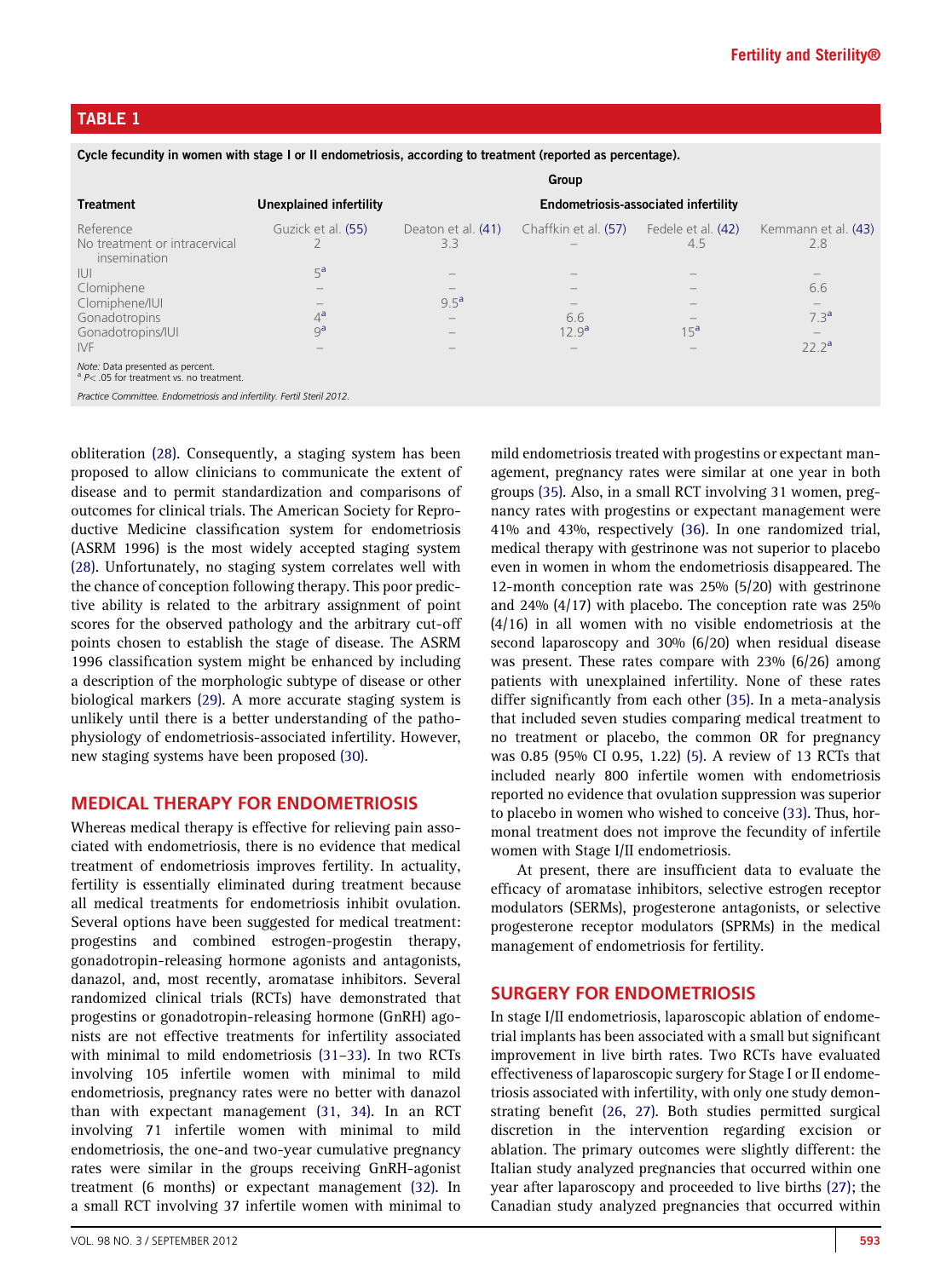## TABLE 1

Cycle fecundity in women with stage I or II endometriosis, according to treatment (reported as percentage).

| | Group | | | | |
|---|---|---|---|---|---|
| Treatment | Unexplained infertility | Endometriosis-associated infertility | | | |
| Reference | Guzick et al. (55) | Deaton et al. (41) | Chaffkin et al. (57) | Fedele et al. (42) | Kemmann et al. (43) |
| No treatment or intracervical insemination | 2 | 3.3 | – | 4.5 | 2.8 |
| IUI | 5[a] | – | – | – | – |
| Clomiphene | – | – | – | – | 6.6 |
| Clomiphene/IUI | – | 9.5[a] | – | – | – |
| Gonadotropins | 4[a] | – | 6.6 | – | 7.3[a] |
| Gonadotropins/IUI | 9[a] | – | 12.9[a] | 15[a] | – |
| IVF | – | – | – | – | 22.2[a] |

Note: Data presented as percent.
[a] $P < .05$ for treatment vs. no treatment.

*Practice Committee. Endometriosis and infertility. Fertil Steril 2012.*

obliteration (28). Consequently, a staging system has been proposed to allow clinicians to communicate the extent of disease and to permit standardization and comparisons of outcomes for clinical trials. The American Society for Reproductive Medicine classification system for endometriosis (ASRM 1996) is the most widely accepted staging system (28). Unfortunately, no staging system correlates well with the chance of conception following therapy. This poor predictive ability is related to the arbitrary assignment of point scores for the observed pathology and the arbitrary cut-off points chosen to establish the stage of disease. The ASRM 1996 classification system might be enhanced by including a description of the morphologic subtype of disease or other biological markers (29). A more accurate staging system is unlikely until there is a better understanding of the pathophysiology of endometriosis-associated infertility. However, new staging systems have been proposed (30).

## MEDICAL THERAPY FOR ENDOMETRIOSIS

Whereas medical therapy is effective for relieving pain associated with endometriosis, there is no evidence that medical treatment of endometriosis improves fertility. In actuality, fertility is essentially eliminated during treatment because all medical treatments for endometriosis inhibit ovulation. Several options have been suggested for medical treatment: progestins and combined estrogen-progestin therapy, gonadotropin-releasing hormone agonists and antagonists, danazol, and, most recently, aromatase inhibitors. Several randomized clinical trials (RCTs) have demonstrated that progestins or gonadotropin-releasing hormone (GnRH) agonists are not effective treatments for infertility associated with minimal to mild endometriosis (31–33). In two RCTs involving 105 infertile women with minimal to mild endometriosis, pregnancy rates were no better with danazol than with expectant management (31, 34). In an RCT involving 71 infertile women with minimal to mild endometriosis, the one-and two-year cumulative pregnancy rates were similar in the groups receiving GnRH-agonist treatment (6 months) or expectant management (32). In a small RCT involving 37 infertile women with minimal to mild endometriosis treated with progestins or expectant management, pregnancy rates were similar at one year in both groups (35). Also, in a small RCT involving 31 women, pregnancy rates with progestins or expectant management were 41% and 43%, respectively (36). In one randomized trial, medical therapy with gestrinone was not superior to placebo even in women in whom the endometriosis disappeared. The 12-month conception rate was 25% (5/20) with gestrinone and 24% (4/17) with placebo. The conception rate was 25% (4/16) in all women with no visible endometriosis at the second laparoscopy and 30% (6/20) when residual disease was present. These rates compare with 23% (6/26) among patients with unexplained infertility. None of these rates differ significantly from each other (35). In a meta-analysis that included seven studies comparing medical treatment to no treatment or placebo, the common OR for pregnancy was 0.85 (95% CI 0.95, 1.22) (5). A review of 13 RCTs that included nearly 800 infertile women with endometriosis reported no evidence that ovulation suppression was superior to placebo in women who wished to conceive (33). Thus, hormonal treatment does not improve the fecundity of infertile women with Stage I/II endometriosis.

At present, there are insufficient data to evaluate the efficacy of aromatase inhibitors, selective estrogen receptor modulators (SERMs), progesterone antagonists, or selective progesterone receptor modulators (SPRMs) in the medical management of endometriosis for fertility.

## SURGERY FOR ENDOMETRIOSIS

In stage I/II endometriosis, laparoscopic ablation of endometrial implants has been associated with a small but significant improvement in live birth rates. Two RCTs have evaluated effectiveness of laparoscopic surgery for Stage I or II endometriosis associated with infertility, with only one study demonstrating benefit (26, 27). Both studies permitted surgical discretion in the intervention regarding excision or ablation. The primary outcomes were slightly different: the Italian study analyzed pregnancies that occurred within one year after laparoscopy and proceeded to live births (27); the Canadian study analyzed pregnancies that occurred within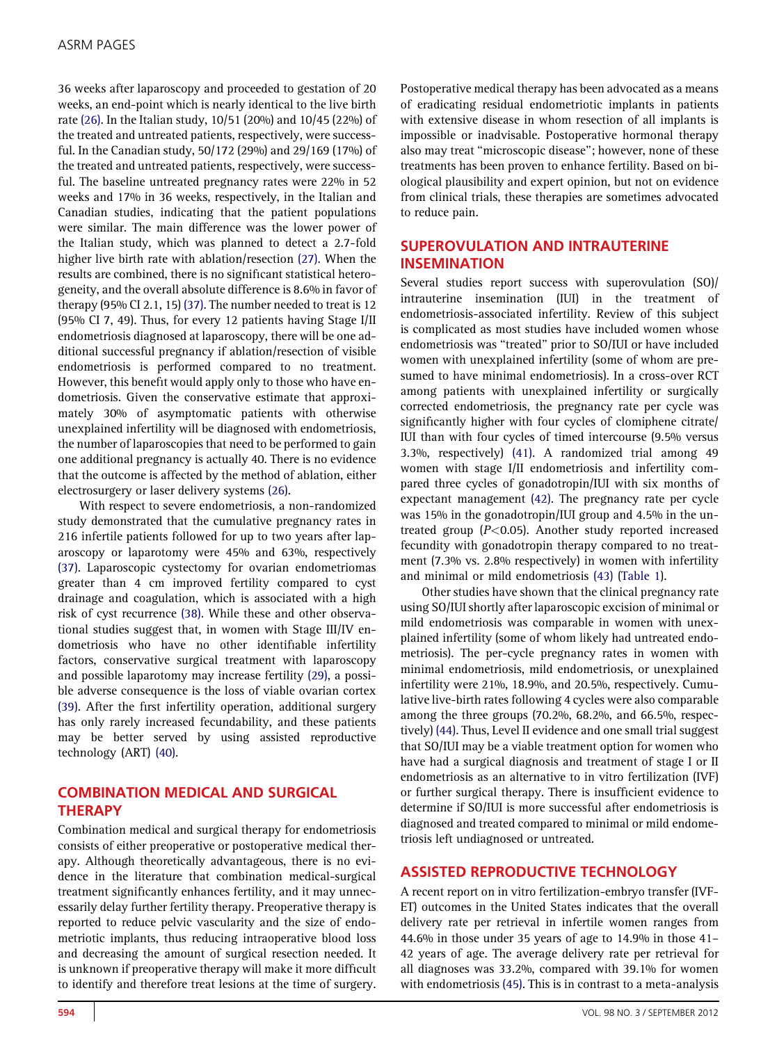36 weeks after laparoscopy and proceeded to gestation of 20 weeks, an end-point which is nearly identical to the live birth rate (26). In the Italian study, 10/51 (20%) and 10/45 (22%) of the treated and untreated patients, respectively, were successful. In the Canadian study, 50/172 (29%) and 29/169 (17%) of the treated and untreated patients, respectively, were successful. The baseline untreated pregnancy rates were 22% in 52 weeks and 17% in 36 weeks, respectively, in the Italian and Canadian studies, indicating that the patient populations were similar. The main difference was the lower power of the Italian study, which was planned to detect a 2.7-fold higher live birth rate with ablation/resection (27). When the results are combined, there is no significant statistical heterogeneity, and the overall absolute difference is 8.6% in favor of therapy (95% CI 2.1, 15) (37). The number needed to treat is 12 (95% CI 7, 49). Thus, for every 12 patients having Stage I/II endometriosis diagnosed at laparoscopy, there will be one additional successful pregnancy if ablation/resection of visible endometriosis is performed compared to no treatment. However, this benefit would apply only to those who have endometriosis. Given the conservative estimate that approximately 30% of asymptomatic patients with otherwise unexplained infertility will be diagnosed with endometriosis, the number of laparoscopies that need to be performed to gain one additional pregnancy is actually 40. There is no evidence that the outcome is affected by the method of ablation, either electrosurgery or laser delivery systems (26).

With respect to severe endometriosis, a non-randomized study demonstrated that the cumulative pregnancy rates in 216 infertile patients followed for up to two years after laparoscopy or laparotomy were 45% and 63%, respectively (37). Laparoscopic cystectomy for ovarian endometriomas greater than 4 cm improved fertility compared to cyst drainage and coagulation, which is associated with a high risk of cyst recurrence (38). While these and other observational studies suggest that, in women with Stage III/IV endometriosis who have no other identifiable infertility factors, conservative surgical treatment with laparoscopy and possible laparotomy may increase fertility (29), a possible adverse consequence is the loss of viable ovarian cortex (39). After the first infertility operation, additional surgery has only rarely increased fecundability, and these patients may be better served by using assisted reproductive technology (ART) (40).

## COMBINATION MEDICAL AND SURGICAL THERAPY

Combination medical and surgical therapy for endometriosis consists of either preoperative or postoperative medical therapy. Although theoretically advantageous, there is no evidence in the literature that combination medical-surgical treatment significantly enhances fertility, and it may unnecessarily delay further fertility therapy. Preoperative therapy is reported to reduce pelvic vascularity and the size of endometriotic implants, thus reducing intraoperative blood loss and decreasing the amount of surgical resection needed. It is unknown if preoperative therapy will make it more difficult to identify and therefore treat lesions at the time of surgery. Postoperative medical therapy has been advocated as a means of eradicating residual endometriotic implants in patients with extensive disease in whom resection of all implants is impossible or inadvisable. Postoperative hormonal therapy also may treat "microscopic disease"; however, none of these treatments has been proven to enhance fertility. Based on biological plausibility and expert opinion, but not on evidence from clinical trials, these therapies are sometimes advocated to reduce pain.

## SUPEROVULATION AND INTRAUTERINE INSEMINATION

Several studies report success with superovulation (SO)/intrauterine insemination (IUI) in the treatment of endometriosis-associated infertility. Review of this subject is complicated as most studies have included women whose endometriosis was "treated" prior to SO/IUI or have included women with unexplained infertility (some of whom are presumed to have minimal endometriosis). In a cross-over RCT among patients with unexplained infertility or surgically corrected endometriosis, the pregnancy rate per cycle was significantly higher with four cycles of clomiphene citrate/IUI than with four cycles of timed intercourse (9.5% versus 3.3%, respectively) (41). A randomized trial among 49 women with stage I/II endometriosis and infertility compared three cycles of gonadotropin/IUI with six months of expectant management (42). The pregnancy rate per cycle was 15% in the gonadotropin/IUI group and 4.5% in the untreated group ($P<0.05$). Another study reported increased fecundity with gonadotropin therapy compared to no treatment (7.3% vs. 2.8% respectively) in women with infertility and minimal or mild endometriosis (43) (Table 1).

Other studies have shown that the clinical pregnancy rate using SO/IUI shortly after laparoscopic excision of minimal or mild endometriosis was comparable in women with unexplained infertility (some of whom likely had untreated endometriosis). The per-cycle pregnancy rates in women with minimal endometriosis, mild endometriosis, or unexplained infertility were 21%, 18.9%, and 20.5%, respectively. Cumulative live-birth rates following 4 cycles were also comparable among the three groups (70.2%, 68.2%, and 66.5%, respectively) (44). Thus, Level II evidence and one small trial suggest that SO/IUI may be a viable treatment option for women who have had a surgical diagnosis and treatment of stage I or II endometriosis as an alternative to in vitro fertilization (IVF) or further surgical therapy. There is insufficient evidence to determine if SO/IUI is more successful after endometriosis is diagnosed and treated compared to minimal or mild endometriosis left undiagnosed or untreated.

## ASSISTED REPRODUCTIVE TECHNOLOGY

A recent report on in vitro fertilization-embryo transfer (IVF-ET) outcomes in the United States indicates that the overall delivery rate per retrieval in infertile women ranges from 44.6% in those under 35 years of age to 14.9% in those 41–42 years of age. The average delivery rate per retrieval for all diagnoses was 33.2%, compared with 39.1% for women with endometriosis (45). This is in contrast to a meta-analysis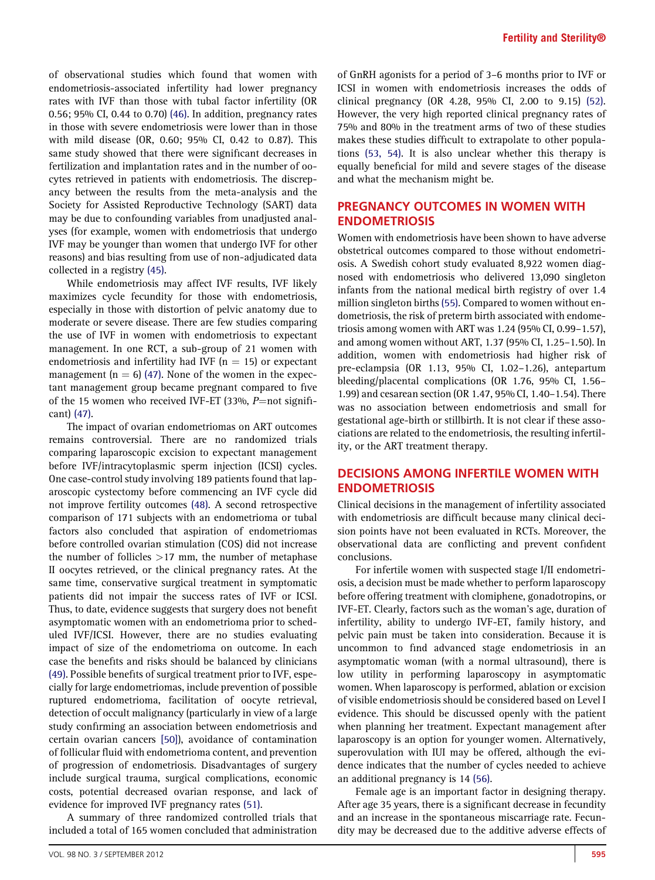of observational studies which found that women with endometriosis-associated infertility had lower pregnancy rates with IVF than those with tubal factor infertility (OR 0.56; 95% CI, 0.44 to 0.70) (46). In addition, pregnancy rates in those with severe endometriosis were lower than in those with mild disease (OR, 0.60; 95% CI, 0.42 to 0.87). This same study showed that there were significant decreases in fertilization and implantation rates and in the number of oocytes retrieved in patients with endometriosis. The discrepancy between the results from the meta-analysis and the Society for Assisted Reproductive Technology (SART) data may be due to confounding variables from unadjusted analyses (for example, women with endometriosis that undergo IVF may be younger than women that undergo IVF for other reasons) and bias resulting from use of non-adjudicated data collected in a registry (45).

While endometriosis may affect IVF results, IVF likely maximizes cycle fecundity for those with endometriosis, especially in those with distortion of pelvic anatomy due to moderate or severe disease. There are few studies comparing the use of IVF in women with endometriosis to expectant management. In one RCT, a sub-group of 21 women with endometriosis and infertility had IVF ($n = 15$) or expectant management ($n = 6$) (47). None of the women in the expectant management group became pregnant compared to five of the 15 women who received IVF-ET (33%, $P$=not significant) (47).

The impact of ovarian endometriomas on ART outcomes remains controversial. There are no randomized trials comparing laparoscopic excision to expectant management before IVF/intracytoplasmic sperm injection (ICSI) cycles. One case-control study involving 189 patients found that laparoscopic cystectomy before commencing an IVF cycle did not improve fertility outcomes (48). A second retrospective comparison of 171 subjects with an endometrioma or tubal factors also concluded that aspiration of endometriomas before controlled ovarian stimulation (COS) did not increase the number of follicles >17 mm, the number of metaphase II oocytes retrieved, or the clinical pregnancy rates. At the same time, conservative surgical treatment in symptomatic patients did not impair the success rates of IVF or ICSI. Thus, to date, evidence suggests that surgery does not benefit asymptomatic women with an endometrioma prior to scheduled IVF/ICSI. However, there are no studies evaluating impact of size of the endometrioma on outcome. In each case the benefits and risks should be balanced by clinicians (49). Possible benefits of surgical treatment prior to IVF, especially for large endometriomas, include prevention of possible ruptured endometrioma, facilitation of oocyte retrieval, detection of occult malignancy (particularly in view of a large study confirming an association between endometriosis and certain ovarian cancers [50]), avoidance of contamination of follicular fluid with endometrioma content, and prevention of progression of endometriosis. Disadvantages of surgery include surgical trauma, surgical complications, economic costs, potential decreased ovarian response, and lack of evidence for improved IVF pregnancy rates (51).

A summary of three randomized controlled trials that included a total of 165 women concluded that administration of GnRH agonists for a period of 3–6 months prior to IVF or ICSI in women with endometriosis increases the odds of clinical pregnancy (OR 4.28, 95% CI, 2.00 to 9.15) (52). However, the very high reported clinical pregnancy rates of 75% and 80% in the treatment arms of two of these studies makes these studies difficult to extrapolate to other populations (53, 54). It is also unclear whether this therapy is equally beneficial for mild and severe stages of the disease and what the mechanism might be.

## PREGNANCY OUTCOMES IN WOMEN WITH ENDOMETRIOSIS

Women with endometriosis have been shown to have adverse obstetrical outcomes compared to those without endometriosis. A Swedish cohort study evaluated 8,922 women diagnosed with endometriosis who delivered 13,090 singleton infants from the national medical birth registry of over 1.4 million singleton births (55). Compared to women without endometriosis, the risk of preterm birth associated with endometriosis among women with ART was 1.24 (95% CI, 0.99–1.57), and among women without ART, 1.37 (95% CI, 1.25–1.50). In addition, women with endometriosis had higher risk of pre-eclampsia (OR 1.13, 95% CI, 1.02–1.26), antepartum bleeding/placental complications (OR 1.76, 95% CI, 1.56–1.99) and cesarean section (OR 1.47, 95% CI, 1.40–1.54). There was no association between endometriosis and small for gestational age-birth or stillbirth. It is not clear if these associations are related to the endometriosis, the resulting infertility, or the ART treatment therapy.

## DECISIONS AMONG INFERTILE WOMEN WITH ENDOMETRIOSIS

Clinical decisions in the management of infertility associated with endometriosis are difficult because many clinical decision points have not been evaluated in RCTs. Moreover, the observational data are conflicting and prevent confident conclusions.

For infertile women with suspected stage I/II endometriosis, a decision must be made whether to perform laparoscopy before offering treatment with clomiphene, gonadotropins, or IVF-ET. Clearly, factors such as the woman's age, duration of infertility, ability to undergo IVF-ET, family history, and pelvic pain must be taken into consideration. Because it is uncommon to find advanced stage endometriosis in an asymptomatic woman (with a normal ultrasound), there is low utility in performing laparoscopy in asymptomatic women. When laparoscopy is performed, ablation or excision of visible endometriosis should be considered based on Level I evidence. This should be discussed openly with the patient when planning her treatment. Expectant management after laparoscopy is an option for younger women. Alternatively, superovulation with IUI may be offered, although the evidence indicates that the number of cycles needed to achieve an additional pregnancy is 14 (56).

Female age is an important factor in designing therapy. After age 35 years, there is a significant decrease in fecundity and an increase in the spontaneous miscarriage rate. Fecundity may be decreased due to the additive adverse effects of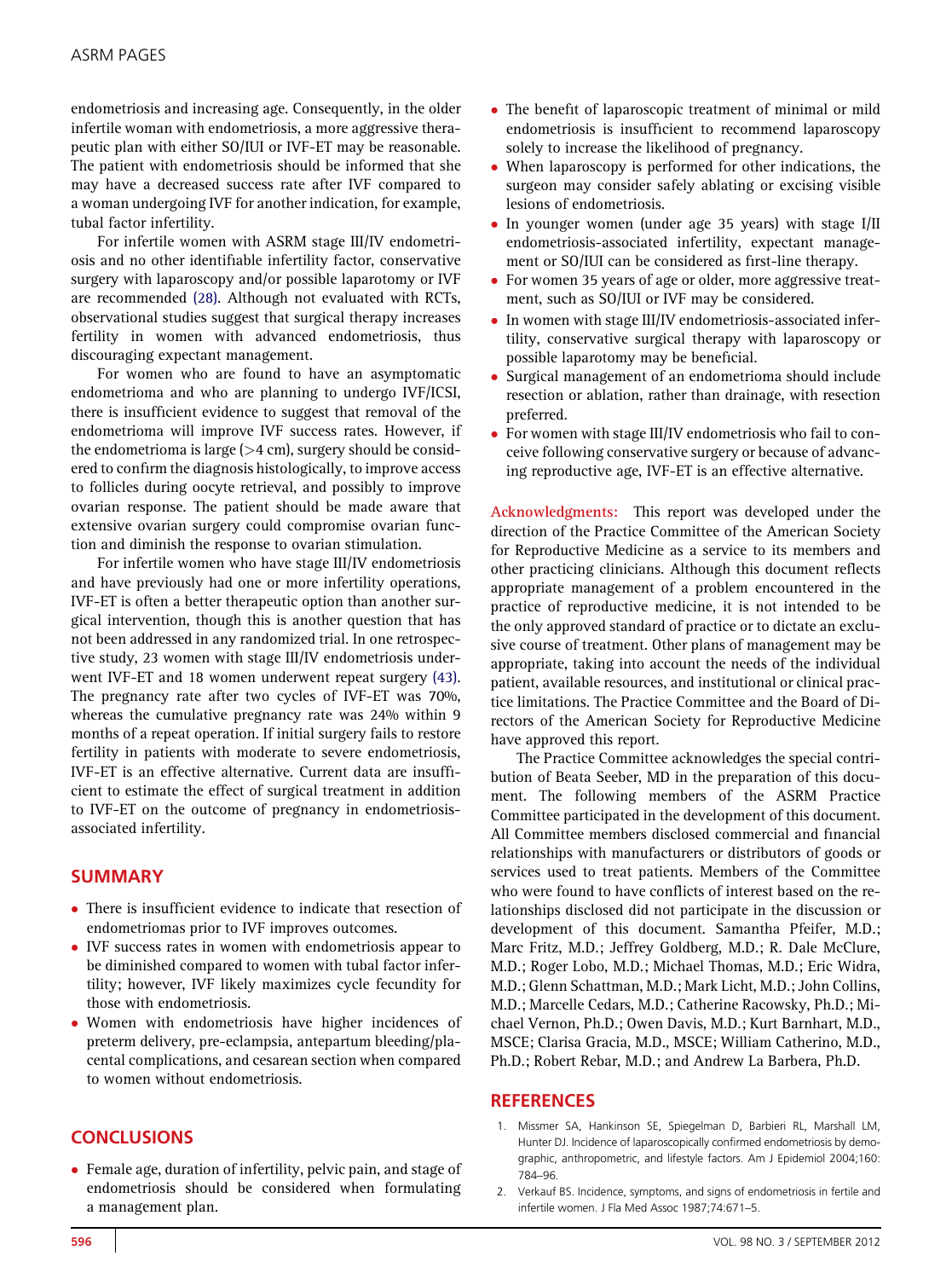endometriosis and increasing age. Consequently, in the older infertile woman with endometriosis, a more aggressive therapeutic plan with either SO/IUI or IVF-ET may be reasonable. The patient with endometriosis should be informed that she may have a decreased success rate after IVF compared to a woman undergoing IVF for another indication, for example, tubal factor infertility.

For infertile women with ASRM stage III/IV endometriosis and no other identifiable infertility factor, conservative surgery with laparoscopy and/or possible laparotomy or IVF are recommended (28). Although not evaluated with RCTs, observational studies suggest that surgical therapy increases fertility in women with advanced endometriosis, thus discouraging expectant management.

For women who are found to have an asymptomatic endometrioma and who are planning to undergo IVF/ICSI, there is insufficient evidence to suggest that removal of the endometrioma will improve IVF success rates. However, if the endometrioma is large (>4 cm), surgery should be considered to confirm the diagnosis histologically, to improve access to follicles during oocyte retrieval, and possibly to improve ovarian response. The patient should be made aware that extensive ovarian surgery could compromise ovarian function and diminish the response to ovarian stimulation.

For infertile women who have stage III/IV endometriosis and have previously had one or more infertility operations, IVF-ET is often a better therapeutic option than another surgical intervention, though this is another question that has not been addressed in any randomized trial. In one retrospective study, 23 women with stage III/IV endometriosis underwent IVF-ET and 18 women underwent repeat surgery (43). The pregnancy rate after two cycles of IVF-ET was 70%, whereas the cumulative pregnancy rate was 24% within 9 months of a repeat operation. If initial surgery fails to restore fertility in patients with moderate to severe endometriosis, IVF-ET is an effective alternative. Current data are insufficient to estimate the effect of surgical treatment in addition to IVF-ET on the outcome of pregnancy in endometriosis-associated infertility.

## SUMMARY

- There is insufficient evidence to indicate that resection of endometriomas prior to IVF improves outcomes.
- IVF success rates in women with endometriosis appear to be diminished compared to women with tubal factor infertility; however, IVF likely maximizes cycle fecundity for those with endometriosis.
- Women with endometriosis have higher incidences of preterm delivery, pre-eclampsia, antepartum bleeding/placental complications, and cesarean section when compared to women without endometriosis.

## CONCLUSIONS

- Female age, duration of infertility, pelvic pain, and stage of endometriosis should be considered when formulating a management plan.
- The benefit of laparoscopic treatment of minimal or mild endometriosis is insufficient to recommend laparoscopy solely to increase the likelihood of pregnancy.
- When laparoscopy is performed for other indications, the surgeon may consider safely ablating or excising visible lesions of endometriosis.
- In younger women (under age 35 years) with stage I/II endometriosis-associated infertility, expectant management or SO/IUI can be considered as first-line therapy.
- For women 35 years of age or older, more aggressive treatment, such as SO/IUI or IVF may be considered.
- In women with stage III/IV endometriosis-associated infertility, conservative surgical therapy with laparoscopy or possible laparotomy may be beneficial.
- Surgical management of an endometrioma should include resection or ablation, rather than drainage, with resection preferred.
- For women with stage III/IV endometriosis who fail to conceive following conservative surgery or because of advancing reproductive age, IVF-ET is an effective alternative.

**Acknowledgments:** This report was developed under the direction of the Practice Committee of the American Society for Reproductive Medicine as a service to its members and other practicing clinicians. Although this document reflects appropriate management of a problem encountered in the practice of reproductive medicine, it is not intended to be the only approved standard of practice or to dictate an exclusive course of treatment. Other plans of management may be appropriate, taking into account the needs of the individual patient, available resources, and institutional or clinical practice limitations. The Practice Committee and the Board of Directors of the American Society for Reproductive Medicine have approved this report.

The Practice Committee acknowledges the special contribution of Beata Seeber, MD in the preparation of this document. The following members of the ASRM Practice Committee participated in the development of this document. All Committee members disclosed commercial and financial relationships with manufacturers or distributors of goods or services used to treat patients. Members of the Committee who were found to have conflicts of interest based on the relationships disclosed did not participate in the discussion or development of this document. Samantha Pfeifer, M.D.; Marc Fritz, M.D.; Jeffrey Goldberg, M.D.; R. Dale McClure, M.D.; Roger Lobo, M.D.; Michael Thomas, M.D.; Eric Widra, M.D.; Glenn Schattman, M.D.; Mark Licht, M.D.; John Collins, M.D.; Marcelle Cedars, M.D.; Catherine Racowsky, Ph.D.; Michael Vernon, Ph.D.; Owen Davis, M.D.; Kurt Barnhart, M.D., MSCE; Clarisa Gracia, M.D., MSCE; William Catherino, M.D., Ph.D.; Robert Rebar, M.D.; and Andrew La Barbera, Ph.D.

## REFERENCES

1. Missmer SA, Hankinson SE, Spiegelman D, Barbieri RL, Marshall LM, Hunter DJ. Incidence of laparoscopically confirmed endometriosis by demographic, anthropometric, and lifestyle factors. Am J Epidemiol 2004;160:784–96.
2. Verkauf BS. Incidence, symptoms, and signs of endometriosis in fertile and infertile women. J Fla Med Assoc 1987;74:671–5.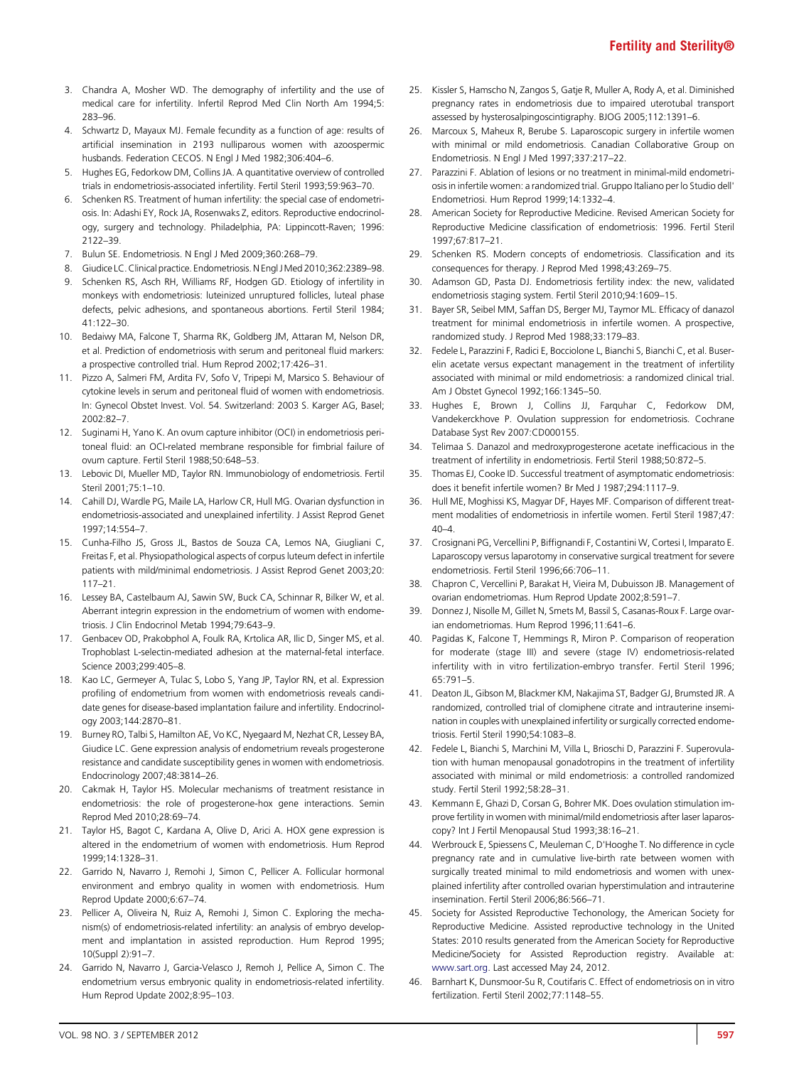3. Chandra A, Mosher WD. The demography of infertility and the use of medical care for infertility. Infertil Reprod Med Clin North Am 1994;5:283–96.
4. Schwartz D, Mayaux MJ. Female fecundity as a function of age: results of artificial insemination in 2193 nulliparous women with azoospermic husbands. Federation CECOS. N Engl J Med 1982;306:404–6.
5. Hughes EG, Fedorkow DM, Collins JA. A quantitative overview of controlled trials in endometriosis-associated infertility. Fertil Steril 1993;59:963–70.
6. Schenken RS. Treatment of human infertility: the special case of endometriosis. In: Adashi EY, Rock JA, Rosenwaks Z, editors. Reproductive endocrinology, surgery and technology. Philadelphia, PA: Lippincott-Raven; 1996: 2122–39.
7. Bulun SE. Endometriosis. N Engl J Med 2009;360:268–79.
8. Giudice LC. Clinical practice. Endometriosis. N Engl J Med 2010;362:2389–98.
9. Schenken RS, Asch RH, Williams RF, Hodgen GD. Etiology of infertility in monkeys with endometriosis: luteinized unruptured follicles, luteal phase defects, pelvic adhesions, and spontaneous abortions. Fertil Steril 1984; 41:122–30.
10. Bedaiwy MA, Falcone T, Sharma RK, Goldberg JM, Attaran M, Nelson DR, et al. Prediction of endometriosis with serum and peritoneal fluid markers: a prospective controlled trial. Hum Reprod 2002;17:426–31.
11. Pizzo A, Salmeri FM, Ardita FV, Sofo V, Tripepi M, Marsico S. Behaviour of cytokine levels in serum and peritoneal fluid of women with endometriosis. In: Gynecol Obstet Invest. Vol. 54. Switzerland: 2003 S. Karger AG, Basel; 2002:82–7.
12. Suginami H, Yano K. An ovum capture inhibitor (OCI) in endometriosis peritoneal fluid: an OCI-related membrane responsible for fimbrial failure of ovum capture. Fertil Steril 1988;50:648–53.
13. Lebovic DI, Mueller MD, Taylor RN. Immunobiology of endometriosis. Fertil Steril 2001;75:1–10.
14. Cahill DJ, Wardle PG, Maile LA, Harlow CR, Hull MG. Ovarian dysfunction in endometriosis-associated and unexplained infertility. J Assist Reprod Genet 1997;14:554–7.
15. Cunha-Filho JS, Gross JL, Bastos de Souza CA, Lemos NA, Giugliani C, Freitas F, et al. Physiopathological aspects of corpus luteum defect in infertile patients with mild/minimal endometriosis. J Assist Reprod Genet 2003;20: 117–21.
16. Lessey BA, Castelbaum AJ, Sawin SW, Buck CA, Schinnar R, Bilker W, et al. Aberrant integrin expression in the endometrium of women with endometriosis. J Clin Endocrinol Metab 1994;79:643–9.
17. Genbacev OD, Prakobphol A, Foulk RA, Krtolica AR, Ilic D, Singer MS, et al. Trophoblast L-selectin-mediated adhesion at the maternal-fetal interface. Science 2003;299:405–8.
18. Kao LC, Germeyer A, Tulac S, Lobo S, Yang JP, Taylor RN, et al. Expression profiling of endometrium from women with endometriosis reveals candidate genes for disease-based implantation failure and infertility. Endocrinology 2003;144:2870–81.
19. Burney RO, Talbi S, Hamilton AE, Vo KC, Nyegaard M, Nezhat CR, Lessey BA, Giudice LC. Gene expression analysis of endometrium reveals progesterone resistance and candidate susceptibility genes in women with endometriosis. Endocrinology 2007;48:3814–26.
20. Cakmak H, Taylor HS. Molecular mechanisms of treatment resistance in endometriosis: the role of progesterone-hox gene interactions. Semin Reprod Med 2010;28:69–74.
21. Taylor HS, Bagot C, Kardana A, Olive D, Arici A. HOX gene expression is altered in the endometrium of women with endometriosis. Hum Reprod 1999;14:1328–31.
22. Garrido N, Navarro J, Remohi J, Simon C, Pellicer A. Follicular hormonal environment and embryo quality in women with endometriosis. Hum Reprod Update 2000;6:67–74.
23. Pellicer A, Oliveira N, Ruiz A, Remohi J, Simon C. Exploring the mechanism(s) of endometriosis-related infertility: an analysis of embryo development and implantation in assisted reproduction. Hum Reprod 1995; 10(Suppl 2):91–7.
24. Garrido N, Navarro J, Garcia-Velasco J, Remoh J, Pellice A, Simon C. The endometrium versus embryonic quality in endometriosis-related infertility. Hum Reprod Update 2002;8:95–103.
25. Kissler S, Hamscho N, Zangos S, Gatje R, Muller A, Rody A, et al. Diminished pregnancy rates in endometriosis due to impaired uterotubal transport assessed by hysterosalpingoscintigraphy. BJOG 2005;112:1391–6.
26. Marcoux S, Maheux R, Berube S. Laparoscopic surgery in infertile women with minimal or mild endometriosis. Canadian Collaborative Group on Endometriosis. N Engl J Med 1997;337:217–22.
27. Parazzini F. Ablation of lesions or no treatment in minimal-mild endometriosis in infertile women: a randomized trial. Gruppo Italiano per lo Studio dell' Endometriosi. Hum Reprod 1999;14:1332–4.
28. American Society for Reproductive Medicine. Revised American Society for Reproductive Medicine classification of endometriosis: 1996. Fertil Steril 1997;67:817–21.
29. Schenken RS. Modern concepts of endometriosis. Classification and its consequences for therapy. J Reprod Med 1998;43:269–75.
30. Adamson GD, Pasta DJ. Endometriosis fertility index: the new, validated endometriosis staging system. Fertil Steril 2010;94:1609–15.
31. Bayer SR, Seibel MM, Saffan DS, Berger MJ, Taymor ML. Efficacy of danazol treatment for minimal endometriosis in infertile women. A prospective, randomized study. J Reprod Med 1988;33:179–83.
32. Fedele L, Parazzini F, Radici E, Bocciolone L, Bianchi S, Bianchi C, et al. Buserelin acetate versus expectant management in the treatment of infertility associated with minimal or mild endometriosis: a randomized clinical trial. Am J Obstet Gynecol 1992;166:1345–50.
33. Hughes E, Brown J, Collins JJ, Farquhar C, Fedorkow DM, Vandekerckhove P. Ovulation suppression for endometriosis. Cochrane Database Syst Rev 2007:CD000155.
34. Telimaa S. Danazol and medroxyprogesterone acetate inefficacious in the treatment of infertility in endometriosis. Fertil Steril 1988;50:872–5.
35. Thomas EJ, Cooke ID. Successful treatment of asymptomatic endometriosis: does it benefit infertile women? Br Med J 1987;294:1117–9.
36. Hull ME, Moghissi KS, Magyar DF, Hayes MF. Comparison of different treatment modalities of endometriosis in infertile women. Fertil Steril 1987;47: 40–4.
37. Crosignani PG, Vercellini P, Biffignandi F, Costantini W, Cortesi I, Imparato E. Laparoscopy versus laparotomy in conservative surgical treatment for severe endometriosis. Fertil Steril 1996;66:706–11.
38. Chapron C, Vercellini P, Barakat H, Vieira M, Dubuisson JB. Management of ovarian endometriomas. Hum Reprod Update 2002;8:591–7.
39. Donnez J, Nisolle M, Gillet N, Smets M, Bassil S, Casanas-Roux F. Large ovarian endometriomas. Hum Reprod 1996;11:641–6.
40. Pagidas K, Falcone T, Hemmings R, Miron P. Comparison of reoperation for moderate (stage III) and severe (stage IV) endometriosis-related infertility with in vitro fertilization-embryo transfer. Fertil Steril 1996; 65:791–5.
41. Deaton JL, Gibson M, Blackmer KM, Nakajima ST, Badger GJ, Brumsted JR. A randomized, controlled trial of clomiphene citrate and intrauterine insemination in couples with unexplained infertility or surgically corrected endometriosis. Fertil Steril 1990;54:1083–8.
42. Fedele L, Bianchi S, Marchini M, Villa L, Brioschi D, Parazzini F. Superovulation with human menopausal gonadotropins in the treatment of infertility associated with minimal or mild endometriosis: a controlled randomized study. Fertil Steril 1992;58:28–31.
43. Kemmann E, Ghazi D, Corsan G, Bohrer MK. Does ovulation stimulation improve fertility in women with minimal/mild endometriosis after laser laparoscopy? Int J Fertil Menopausal Stud 1993;38:16–21.
44. Werbrouck E, Spiessens C, Meuleman C, D'Hooghe T. No difference in cycle pregnancy rate and in cumulative live-birth rate between women with surgically treated minimal to mild endometriosis and women with unexplained infertility after controlled ovarian hyperstimulation and intrauterine insemination. Fertil Steril 2006;86:566–71.
45. Society for Assisted Reproductive Techonology, the American Society for Reproductive Medicine. Assisted reproductive technology in the United States: 2010 results generated from the American Society for Reproductive Medicine/Society for Assisted Reproduction registry. Available at: www.sart.org. Last accessed May 24, 2012.
46. Barnhart K, Dunsmoor-Su R, Coutifaris C. Effect of endometriosis on in vitro fertilization. Fertil Steril 2002;77:1148–55.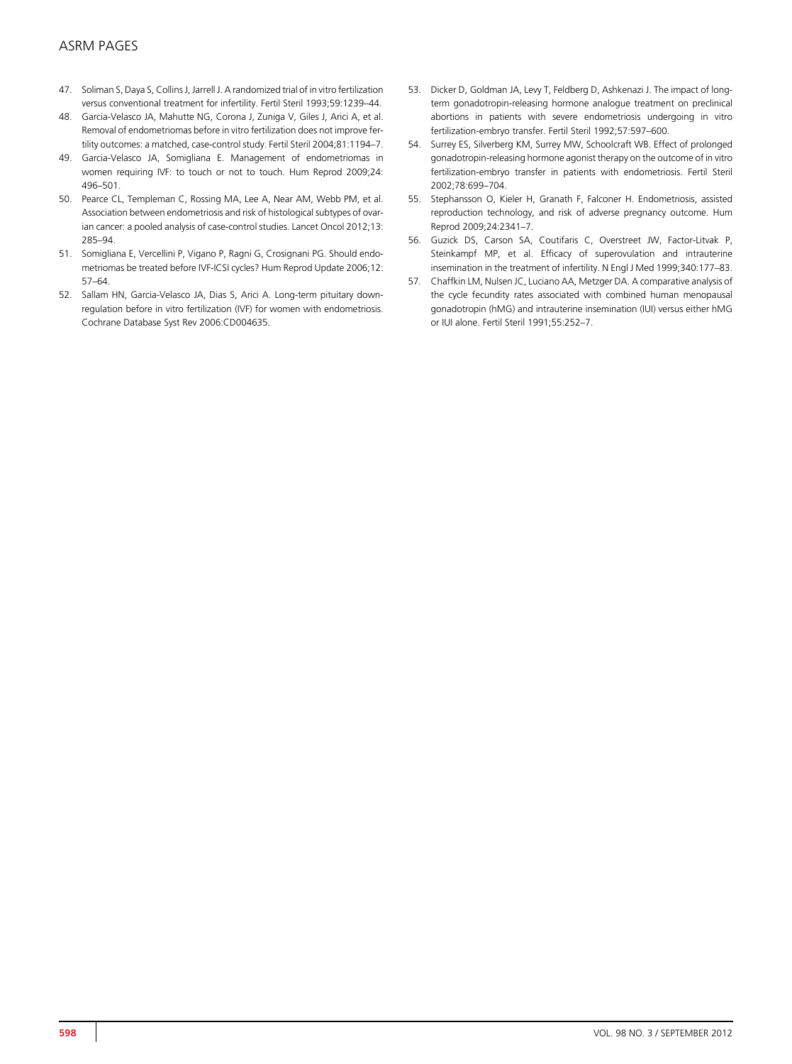47. Soliman S, Daya S, Collins J, Jarrell J. A randomized trial of in vitro fertilization versus conventional treatment for infertility. Fertil Steril 1993;59:1239–44.
48. Garcia-Velasco JA, Mahutte NG, Corona J, Zuniga V, Giles J, Arici A, et al. Removal of endometriomas before in vitro fertilization does not improve fertility outcomes: a matched, case-control study. Fertil Steril 2004;81:1194–7.
49. Garcia-Velasco JA, Somigliana E. Management of endometriomas in women requiring IVF: to touch or not to touch. Hum Reprod 2009;24: 496–501.
50. Pearce CL, Templeman C, Rossing MA, Lee A, Near AM, Webb PM, et al. Association between endometriosis and risk of histological subtypes of ovarian cancer: a pooled analysis of case-control studies. Lancet Oncol 2012;13: 285–94.
51. Somigliana E, Vercellini P, Vigano P, Ragni G, Crosignani PG. Should endometriomas be treated before IVF-ICSI cycles? Hum Reprod Update 2006;12: 57–64.
52. Sallam HN, Garcia-Velasco JA, Dias S, Arici A. Long-term pituitary downregulation before in vitro fertilization (IVF) for women with endometriosis. Cochrane Database Syst Rev 2006:CD004635.
53. Dicker D, Goldman JA, Levy T, Feldberg D, Ashkenazi J. The impact of long-term gonadotropin-releasing hormone analogue treatment on preclinical abortions in patients with severe endometriosis undergoing in vitro fertilization-embryo transfer. Fertil Steril 1992;57:597–600.
54. Surrey ES, Silverberg KM, Surrey MW, Schoolcraft WB. Effect of prolonged gonadotropin-releasing hormone agonist therapy on the outcome of in vitro fertilization-embryo transfer in patients with endometriosis. Fertil Steril 2002;78:699–704.
55. Stephansson O, Kieler H, Granath F, Falconer H. Endometriosis, assisted reproduction technology, and risk of adverse pregnancy outcome. Hum Reprod 2009;24:2341–7.
56. Guzick DS, Carson SA, Coutifaris C, Overstreet JW, Factor-Litvak P, Steinkampf MP, et al. Efficacy of superovulation and intrauterine insemination in the treatment of infertility. N Engl J Med 1999;340:177–83.
57. Chaffkin LM, Nulsen JC, Luciano AA, Metzger DA. A comparative analysis of the cycle fecundity rates associated with combined human menopausal gonadotropin (hMG) and intrauterine insemination (IUI) versus either hMG or IUI alone. Fertil Steril 1991;55:252–7.